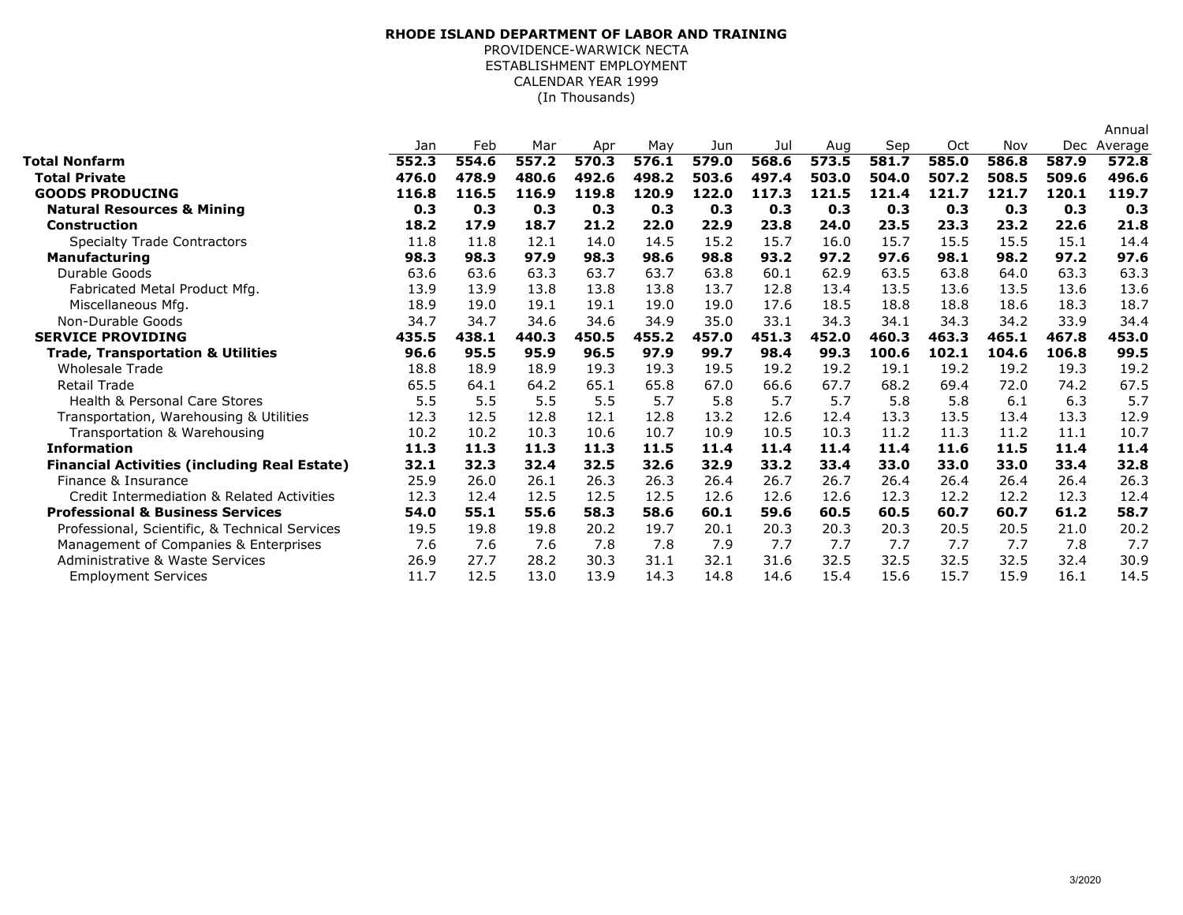**RHODE ISLAND DEPARTMENT OF LABOR AND TRAINING**
PROVIDENCE-WARWICK NECTA
ESTABLISHMENT EMPLOYMENT
CALENDAR YEAR 1999
(In Thousands)

| | Jan | Feb | Mar | Apr | May | Jun | Jul | Aug | Sep | Oct | Nov | Dec | Annual Average |
|---|---|---|---|---|---|---|---|---|---|---|---|---|---|
| **Total Nonfarm** | **552.3** | **554.6** | **557.2** | **570.3** | **576.1** | **579.0** | **568.6** | **573.5** | **581.7** | **585.0** | **586.8** | **587.9** | **572.8** |
| **Total Private** | **476.0** | **478.9** | **480.6** | **492.6** | **498.2** | **503.6** | **497.4** | **503.0** | **504.0** | **507.2** | **508.5** | **509.6** | **496.6** |
| **GOODS PRODUCING** | **116.8** | **116.5** | **116.9** | **119.8** | **120.9** | **122.0** | **117.3** | **121.5** | **121.4** | **121.7** | **121.7** | **120.1** | **119.7** |
| **Natural Resources & Mining** | **0.3** | **0.3** | **0.3** | **0.3** | **0.3** | **0.3** | **0.3** | **0.3** | **0.3** | **0.3** | **0.3** | **0.3** | **0.3** |
| **Construction** | **18.2** | **17.9** | **18.7** | **21.2** | **22.0** | **22.9** | **23.8** | **24.0** | **23.5** | **23.3** | **23.2** | **22.6** | **21.8** |
| Specialty Trade Contractors | 11.8 | 11.8 | 12.1 | 14.0 | 14.5 | 15.2 | 15.7 | 16.0 | 15.7 | 15.5 | 15.5 | 15.1 | 14.4 |
| **Manufacturing** | **98.3** | **98.3** | **97.9** | **98.3** | **98.6** | **98.8** | **93.2** | **97.2** | **97.6** | **98.1** | **98.2** | **97.2** | **97.6** |
| Durable Goods | 63.6 | 63.6 | 63.3 | 63.7 | 63.7 | 63.8 | 60.1 | 62.9 | 63.5 | 63.8 | 64.0 | 63.3 | 63.3 |
| Fabricated Metal Product Mfg. | 13.9 | 13.9 | 13.8 | 13.8 | 13.8 | 13.7 | 12.8 | 13.4 | 13.5 | 13.6 | 13.5 | 13.6 | 13.6 |
| Miscellaneous Mfg. | 18.9 | 19.0 | 19.1 | 19.1 | 19.0 | 19.0 | 17.6 | 18.5 | 18.8 | 18.8 | 18.6 | 18.3 | 18.7 |
| Non-Durable Goods | 34.7 | 34.7 | 34.6 | 34.6 | 34.9 | 35.0 | 33.1 | 34.3 | 34.1 | 34.3 | 34.2 | 33.9 | 34.4 |
| **SERVICE PROVIDING** | **435.5** | **438.1** | **440.3** | **450.5** | **455.2** | **457.0** | **451.3** | **452.0** | **460.3** | **463.3** | **465.1** | **467.8** | **453.0** |
| **Trade, Transportation & Utilities** | **96.6** | **95.5** | **95.9** | **96.5** | **97.9** | **99.7** | **98.4** | **99.3** | **100.6** | **102.1** | **104.6** | **106.8** | **99.5** |
| Wholesale Trade | 18.8 | 18.9 | 18.9 | 19.3 | 19.3 | 19.5 | 19.2 | 19.2 | 19.1 | 19.2 | 19.2 | 19.3 | 19.2 |
| Retail Trade | 65.5 | 64.1 | 64.2 | 65.1 | 65.8 | 67.0 | 66.6 | 67.7 | 68.2 | 69.4 | 72.0 | 74.2 | 67.5 |
| Health & Personal Care Stores | 5.5 | 5.5 | 5.5 | 5.5 | 5.7 | 5.8 | 5.7 | 5.7 | 5.8 | 5.8 | 6.1 | 6.3 | 5.7 |
| Transportation, Warehousing & Utilities | 12.3 | 12.5 | 12.8 | 12.1 | 12.8 | 13.2 | 12.6 | 12.4 | 13.3 | 13.5 | 13.4 | 13.3 | 12.9 |
| Transportation & Warehousing | 10.2 | 10.2 | 10.3 | 10.6 | 10.7 | 10.9 | 10.5 | 10.3 | 11.2 | 11.3 | 11.2 | 11.1 | 10.7 |
| **Information** | **11.3** | **11.3** | **11.3** | **11.3** | **11.5** | **11.4** | **11.4** | **11.4** | **11.4** | **11.6** | **11.5** | **11.4** | **11.4** |
| **Financial Activities (including Real Estate)** | **32.1** | **32.3** | **32.4** | **32.5** | **32.6** | **32.9** | **33.2** | **33.4** | **33.0** | **33.0** | **33.0** | **33.4** | **32.8** |
| Finance & Insurance | 25.9 | 26.0 | 26.1 | 26.3 | 26.3 | 26.4 | 26.7 | 26.7 | 26.4 | 26.4 | 26.4 | 26.4 | 26.3 |
| Credit Intermediation & Related Activities | 12.3 | 12.4 | 12.5 | 12.5 | 12.5 | 12.6 | 12.6 | 12.6 | 12.3 | 12.2 | 12.2 | 12.3 | 12.4 |
| **Professional & Business Services** | **54.0** | **55.1** | **55.6** | **58.3** | **58.6** | **60.1** | **59.6** | **60.5** | **60.5** | **60.7** | **60.7** | **61.2** | **58.7** |
| Professional, Scientific, & Technical Services | 19.5 | 19.8 | 19.8 | 20.2 | 19.7 | 20.1 | 20.3 | 20.3 | 20.3 | 20.5 | 20.5 | 21.0 | 20.2 |
| Management of Companies & Enterprises | 7.6 | 7.6 | 7.6 | 7.8 | 7.8 | 7.9 | 7.7 | 7.7 | 7.7 | 7.7 | 7.7 | 7.8 | 7.7 |
| Administrative & Waste Services | 26.9 | 27.7 | 28.2 | 30.3 | 31.1 | 32.1 | 31.6 | 32.5 | 32.5 | 32.5 | 32.5 | 32.4 | 30.9 |
| Employment Services | 11.7 | 12.5 | 13.0 | 13.9 | 14.3 | 14.8 | 14.6 | 15.4 | 15.6 | 15.7 | 15.9 | 16.1 | 14.5 |

3/2020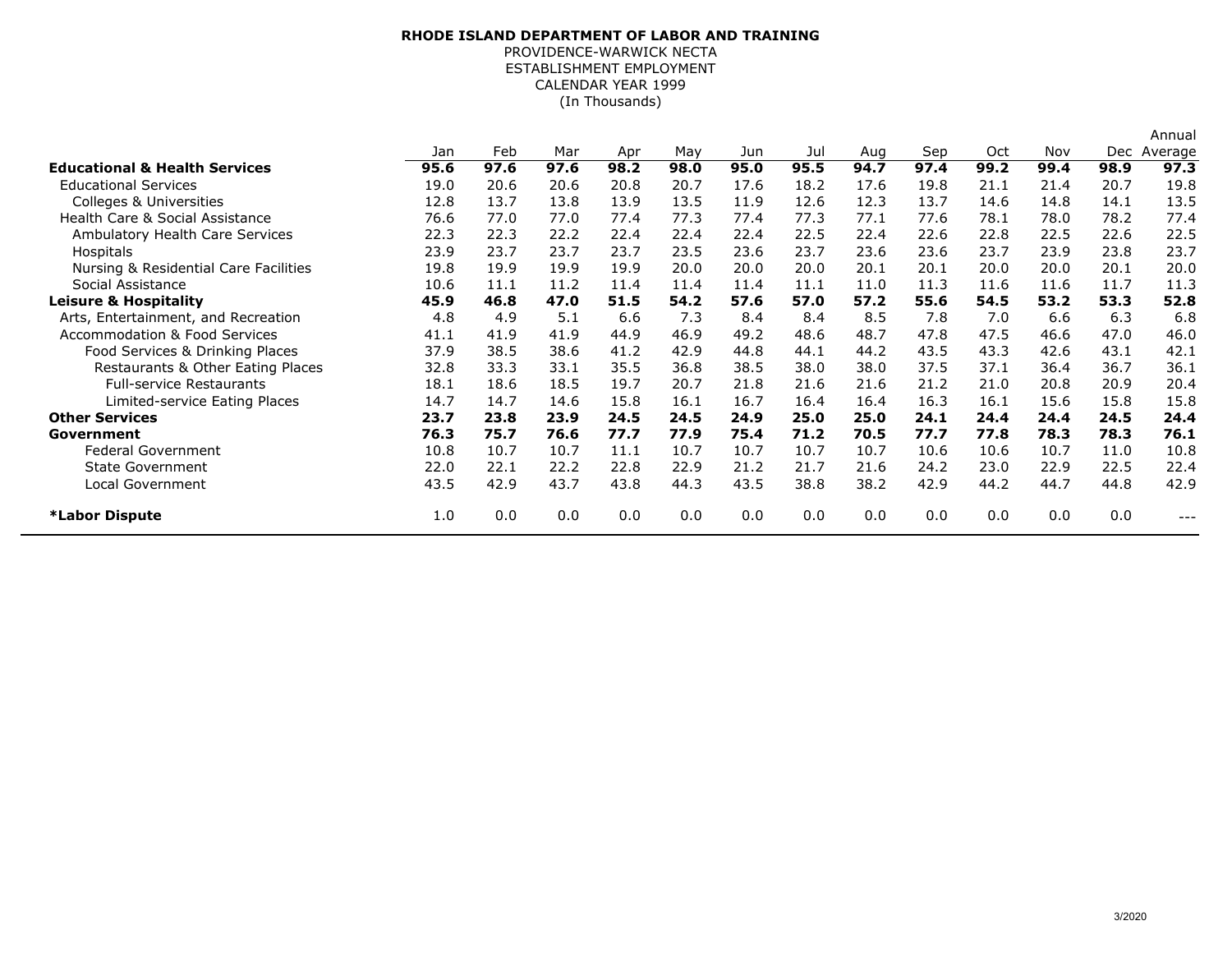**RHODE ISLAND DEPARTMENT OF LABOR AND TRAINING**
PROVIDENCE-WARWICK NECTA
ESTABLISHMENT EMPLOYMENT
CALENDAR YEAR 1999
(In Thousands)

| | Jan | Feb | Mar | Apr | May | Jun | Jul | Aug | Sep | Oct | Nov | Dec | Annual Average |
|---|---|---|---|---|---|---|---|---|---|---|---|---|---|
| **Educational & Health Services** | **95.6** | **97.6** | **97.6** | **98.2** | **98.0** | **95.0** | **95.5** | **94.7** | **97.4** | **99.2** | **99.4** | **98.9** | **97.3** |
| Educational Services | 19.0 | 20.6 | 20.6 | 20.8 | 20.7 | 17.6 | 18.2 | 17.6 | 19.8 | 21.1 | 21.4 | 20.7 | 19.8 |
| Colleges & Universities | 12.8 | 13.7 | 13.8 | 13.9 | 13.5 | 11.9 | 12.6 | 12.3 | 13.7 | 14.6 | 14.8 | 14.1 | 13.5 |
| Health Care & Social Assistance | 76.6 | 77.0 | 77.0 | 77.4 | 77.3 | 77.4 | 77.3 | 77.1 | 77.6 | 78.1 | 78.0 | 78.2 | 77.4 |
| Ambulatory Health Care Services | 22.3 | 22.3 | 22.2 | 22.4 | 22.4 | 22.4 | 22.5 | 22.4 | 22.6 | 22.8 | 22.5 | 22.6 | 22.5 |
| Hospitals | 23.9 | 23.7 | 23.7 | 23.7 | 23.5 | 23.6 | 23.7 | 23.6 | 23.6 | 23.7 | 23.9 | 23.8 | 23.7 |
| Nursing & Residential Care Facilities | 19.8 | 19.9 | 19.9 | 19.9 | 20.0 | 20.0 | 20.0 | 20.1 | 20.1 | 20.0 | 20.0 | 20.1 | 20.0 |
| Social Assistance | 10.6 | 11.1 | 11.2 | 11.4 | 11.4 | 11.4 | 11.1 | 11.0 | 11.3 | 11.6 | 11.6 | 11.7 | 11.3 |
| **Leisure & Hospitality** | **45.9** | **46.8** | **47.0** | **51.5** | **54.2** | **57.6** | **57.0** | **57.2** | **55.6** | **54.5** | **53.2** | **53.3** | **52.8** |
| Arts, Entertainment, and Recreation | 4.8 | 4.9 | 5.1 | 6.6 | 7.3 | 8.4 | 8.4 | 8.5 | 7.8 | 7.0 | 6.6 | 6.3 | 6.8 |
| Accommodation & Food Services | 41.1 | 41.9 | 41.9 | 44.9 | 46.9 | 49.2 | 48.6 | 48.7 | 47.8 | 47.5 | 46.6 | 47.0 | 46.0 |
| Food Services & Drinking Places | 37.9 | 38.5 | 38.6 | 41.2 | 42.9 | 44.8 | 44.1 | 44.2 | 43.5 | 43.3 | 42.6 | 43.1 | 42.1 |
| Restaurants & Other Eating Places | 32.8 | 33.3 | 33.1 | 35.5 | 36.8 | 38.5 | 38.0 | 38.0 | 37.5 | 37.1 | 36.4 | 36.7 | 36.1 |
| Full-service Restaurants | 18.1 | 18.6 | 18.5 | 19.7 | 20.7 | 21.8 | 21.6 | 21.6 | 21.2 | 21.0 | 20.8 | 20.9 | 20.4 |
| Limited-service Eating Places | 14.7 | 14.7 | 14.6 | 15.8 | 16.1 | 16.7 | 16.4 | 16.4 | 16.3 | 16.1 | 15.6 | 15.8 | 15.8 |
| **Other Services** | **23.7** | **23.8** | **23.9** | **24.5** | **24.5** | **24.9** | **25.0** | **25.0** | **24.1** | **24.4** | **24.4** | **24.5** | **24.4** |
| **Government** | **76.3** | **75.7** | **76.6** | **77.7** | **77.9** | **75.4** | **71.2** | **70.5** | **77.7** | **77.8** | **78.3** | **78.3** | **76.1** |
| Federal Government | 10.8 | 10.7 | 10.7 | 11.1 | 10.7 | 10.7 | 10.7 | 10.7 | 10.6 | 10.6 | 10.7 | 11.0 | 10.8 |
| State Government | 22.0 | 22.1 | 22.2 | 22.8 | 22.9 | 21.2 | 21.7 | 21.6 | 24.2 | 23.0 | 22.9 | 22.5 | 22.4 |
| Local Government | 43.5 | 42.9 | 43.7 | 43.8 | 44.3 | 43.5 | 38.8 | 38.2 | 42.9 | 44.2 | 44.7 | 44.8 | 42.9 |
| **\*Labor Dispute** | 1.0 | 0.0 | 0.0 | 0.0 | 0.0 | 0.0 | 0.0 | 0.0 | 0.0 | 0.0 | 0.0 | 0.0 | --- |

3/2020